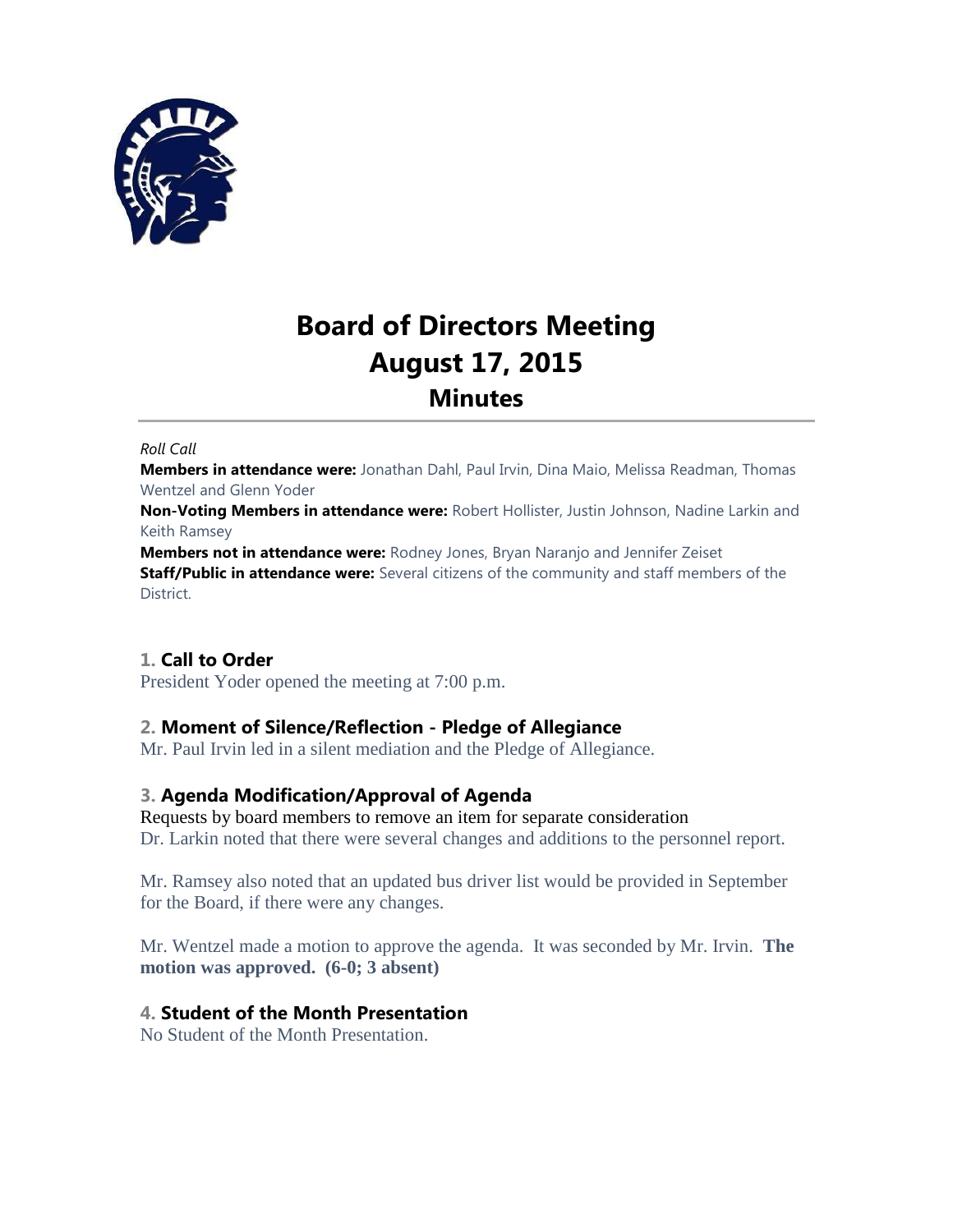# Board of Directors Meeting
# August 17, 2015
## Minutes

*Roll Call*

**Members in attendance were:** Jonathan Dahl, Paul Irvin, Dina Maio, Melissa Readman, Thomas Wentzel and Glenn Yoder

**Non-Voting Members in attendance were:** Robert Hollister, Justin Johnson, Nadine Larkin and Keith Ramsey

**Members not in attendance were:** Rodney Jones, Bryan Naranjo and Jennifer Zeiset

**Staff/Public in attendance were:** Several citizens of the community and staff members of the District.

### 1. Call to Order

President Yoder opened the meeting at 7:00 p.m.

### 2. Moment of Silence/Reflection - Pledge of Allegiance

Mr. Paul Irvin led in a silent mediation and the Pledge of Allegiance.

### 3. Agenda Modification/Approval of Agenda

Requests by board members to remove an item for separate consideration

Dr. Larkin noted that there were several changes and additions to the personnel report.

Mr. Ramsey also noted that an updated bus driver list would be provided in September for the Board, if there were any changes.

Mr. Wentzel made a motion to approve the agenda. It was seconded by Mr. Irvin. **The motion was approved. (6-0; 3 absent)**

### 4. Student of the Month Presentation

No Student of the Month Presentation.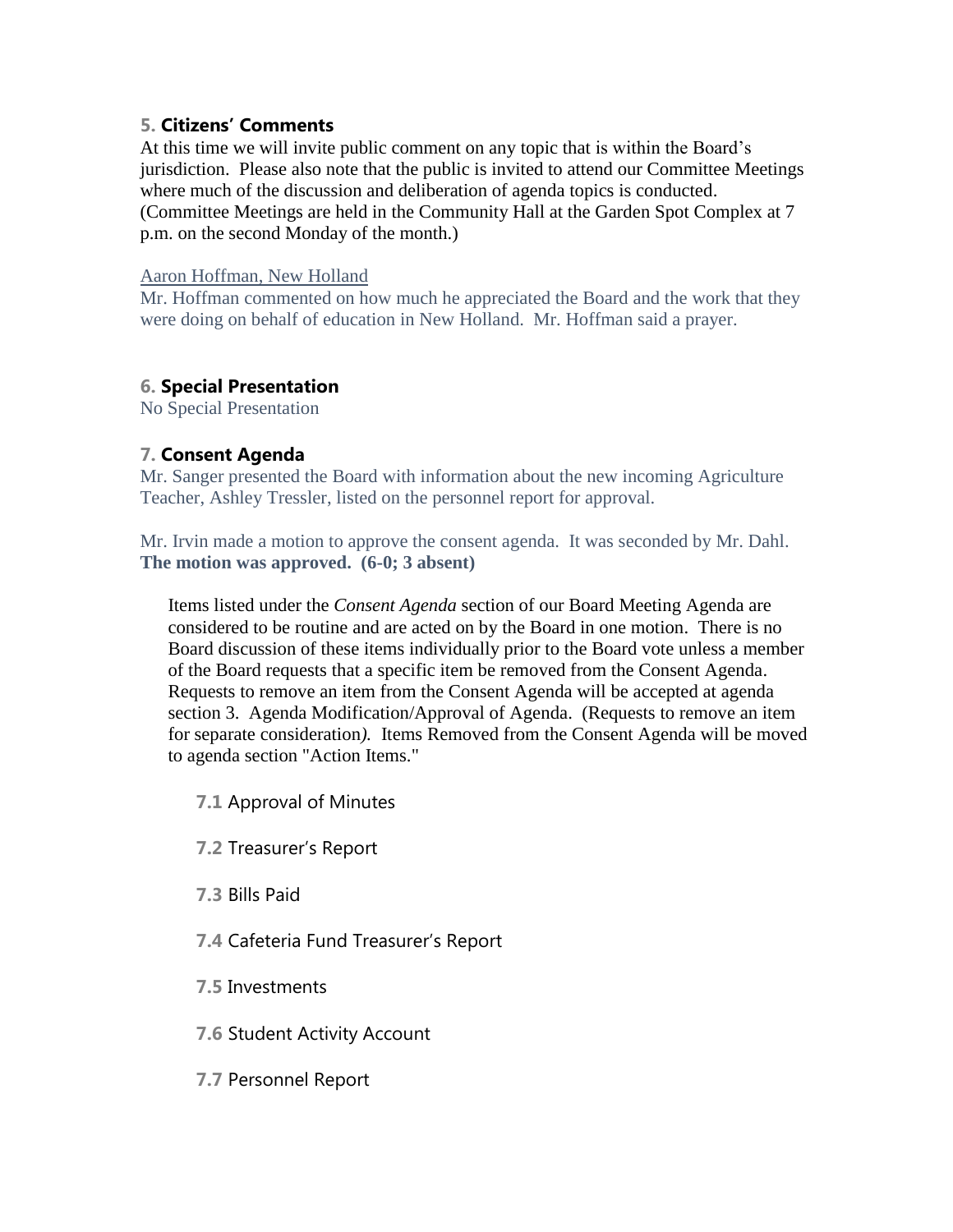### 5. Citizens' Comments

At this time we will invite public comment on any topic that is within the Board's jurisdiction. Please also note that the public is invited to attend our Committee Meetings where much of the discussion and deliberation of agenda topics is conducted. (Committee Meetings are held in the Community Hall at the Garden Spot Complex at 7 p.m. on the second Monday of the month.)

Aaron Hoffman, New Holland

Mr. Hoffman commented on how much he appreciated the Board and the work that they were doing on behalf of education in New Holland. Mr. Hoffman said a prayer.

### 6. Special Presentation

No Special Presentation

### 7. Consent Agenda

Mr. Sanger presented the Board with information about the new incoming Agriculture Teacher, Ashley Tressler, listed on the personnel report for approval.

Mr. Irvin made a motion to approve the consent agenda. It was seconded by Mr. Dahl. **The motion was approved. (6-0; 3 absent)**

Items listed under the *Consent Agenda* section of our Board Meeting Agenda are considered to be routine and are acted on by the Board in one motion. There is no Board discussion of these items individually prior to the Board vote unless a member of the Board requests that a specific item be removed from the Consent Agenda. Requests to remove an item from the Consent Agenda will be accepted at agenda section 3. Agenda Modification/Approval of Agenda. (Requests to remove an item for separate consideration*).* Items Removed from the Consent Agenda will be moved to agenda section "Action Items."

**7.1** Approval of Minutes

**7.2** Treasurer's Report

**7.3** Bills Paid

**7.4** Cafeteria Fund Treasurer's Report

**7.5** Investments

**7.6** Student Activity Account

**7.7** Personnel Report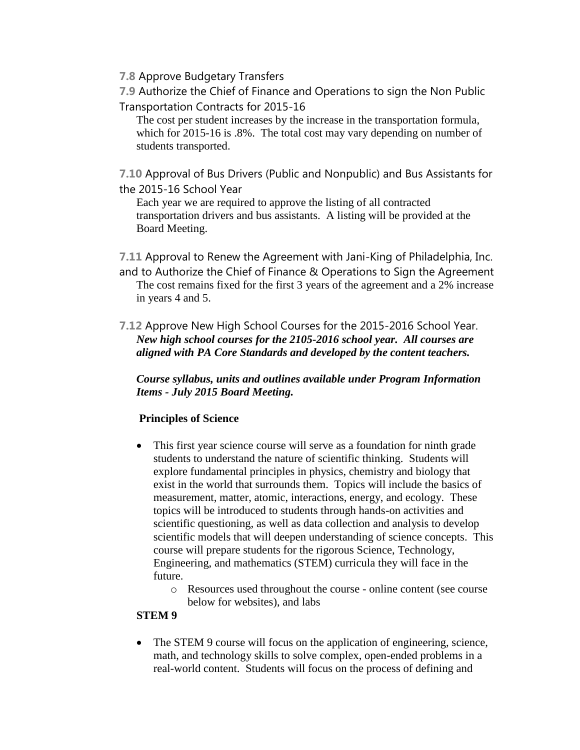**7.8** Approve Budgetary Transfers

**7.9** Authorize the Chief of Finance and Operations to sign the Non Public Transportation Contracts for 2015-16

The cost per student increases by the increase in the transportation formula, which for 2015-16 is .8%. The total cost may vary depending on number of students transported.

**7.10** Approval of Bus Drivers (Public and Nonpublic) and Bus Assistants for the 2015-16 School Year

Each year we are required to approve the listing of all contracted transportation drivers and bus assistants. A listing will be provided at the Board Meeting.

**7.11** Approval to Renew the Agreement with Jani-King of Philadelphia, Inc. and to Authorize the Chief of Finance & Operations to Sign the Agreement

The cost remains fixed for the first 3 years of the agreement and a 2% increase in years 4 and 5.

**7.12** Approve New High School Courses for the 2015-2016 School Year.

***New high school courses for the 2105-2016 school year. All courses are aligned with PA Core Standards and developed by the content teachers.***

***Course syllabus, units and outlines available under Program Information Items - July 2015 Board Meeting.***

**Principles of Science**

- This first year science course will serve as a foundation for ninth grade students to understand the nature of scientific thinking. Students will explore fundamental principles in physics, chemistry and biology that exist in the world that surrounds them. Topics will include the basics of measurement, matter, atomic, interactions, energy, and ecology. These topics will be introduced to students through hands-on activities and scientific questioning, as well as data collection and analysis to develop scientific models that will deepen understanding of science concepts. This course will prepare students for the rigorous Science, Technology, Engineering, and mathematics (STEM) curricula they will face in the future.
  - Resources used throughout the course - online content (see course below for websites), and labs

**STEM 9**

- The STEM 9 course will focus on the application of engineering, science, math, and technology skills to solve complex, open-ended problems in a real-world content. Students will focus on the process of defining and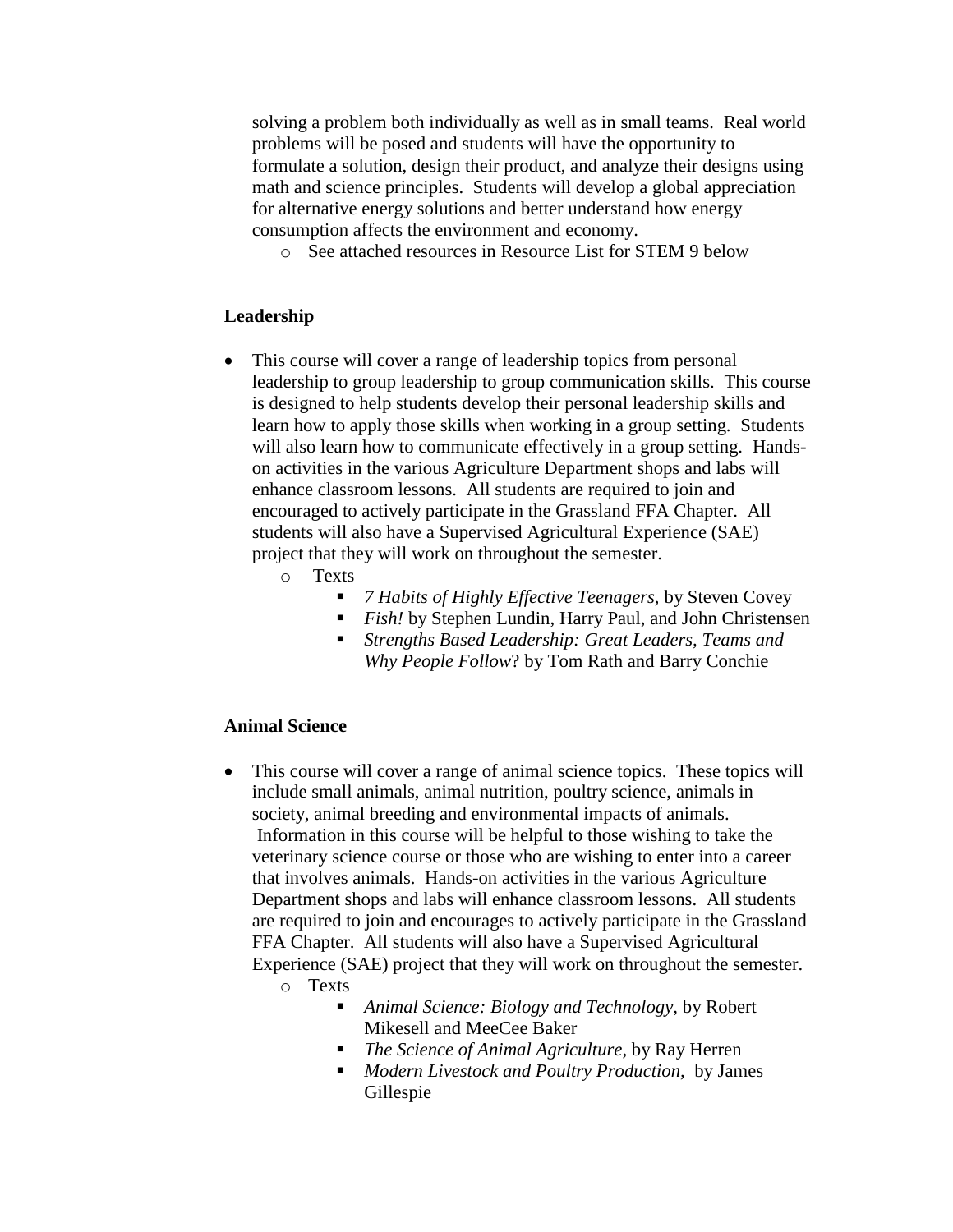solving a problem both individually as well as in small teams. Real world problems will be posed and students will have the opportunity to formulate a solution, design their product, and analyze their designs using math and science principles. Students will develop a global appreciation for alternative energy solutions and better understand how energy consumption affects the environment and economy.
  - See attached resources in Resource List for STEM 9 below

**Leadership**

- This course will cover a range of leadership topics from personal leadership to group leadership to group communication skills. This course is designed to help students develop their personal leadership skills and learn how to apply those skills when working in a group setting. Students will also learn how to communicate effectively in a group setting. Hands-on activities in the various Agriculture Department shops and labs will enhance classroom lessons. All students are required to join and encouraged to actively participate in the Grassland FFA Chapter. All students will also have a Supervised Agricultural Experience (SAE) project that they will work on throughout the semester.
  - Texts
    - *7 Habits of Highly Effective Teenagers,* by Steven Covey
    - *Fish!* by Stephen Lundin, Harry Paul, and John Christensen
    - *Strengths Based Leadership: Great Leaders, Teams and Why People Follow*? by Tom Rath and Barry Conchie

**Animal Science**

- This course will cover a range of animal science topics. These topics will include small animals, animal nutrition, poultry science, animals in society, animal breeding and environmental impacts of animals. Information in this course will be helpful to those wishing to take the veterinary science course or those who are wishing to enter into a career that involves animals. Hands-on activities in the various Agriculture Department shops and labs will enhance classroom lessons. All students are required to join and encourages to actively participate in the Grassland FFA Chapter. All students will also have a Supervised Agricultural Experience (SAE) project that they will work on throughout the semester.
  - Texts
    - *Animal Science: Biology and Technology,* by Robert Mikesell and MeeCee Baker
    - *The Science of Animal Agriculture,* by Ray Herren
    - *Modern Livestock and Poultry Production,* by James Gillespie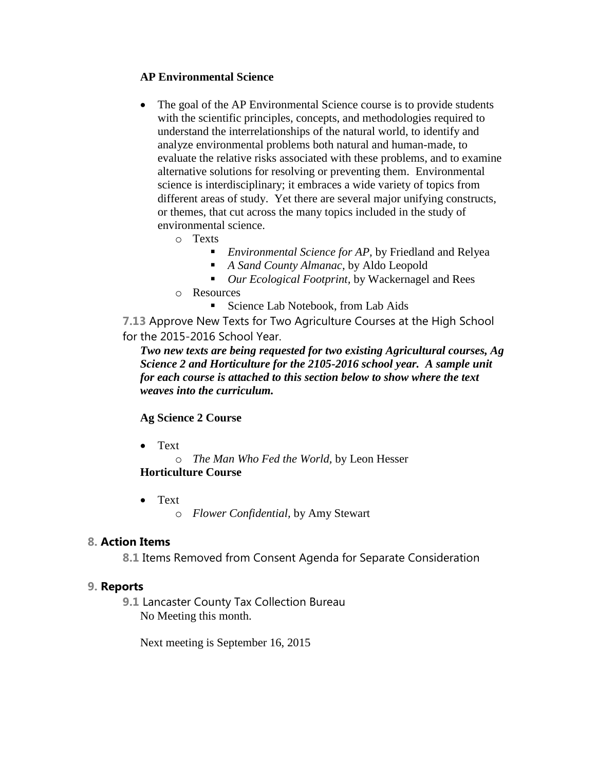**AP Environmental Science**

- The goal of the AP Environmental Science course is to provide students with the scientific principles, concepts, and methodologies required to understand the interrelationships of the natural world, to identify and analyze environmental problems both natural and human-made, to evaluate the relative risks associated with these problems, and to examine alternative solutions for resolving or preventing them. Environmental science is interdisciplinary; it embraces a wide variety of topics from different areas of study. Yet there are several major unifying constructs, or themes, that cut across the many topics included in the study of environmental science.
    - Texts
        - *Environmental Science for AP*, by Friedland and Relyea
        - *A Sand County Almanac*, by Aldo Leopold
        - *Our Ecological Footprint*, by Wackernagel and Rees
    - Resources
        - Science Lab Notebook, from Lab Aids

**7.13** Approve New Texts for Two Agriculture Courses at the High School for the 2015-2016 School Year.

***Two new texts are being requested for two existing Agricultural courses, Ag Science 2 and Horticulture for the 2105-2016 school year. A sample unit for each course is attached to this section below to show where the text weaves into the curriculum.***

**Ag Science 2 Course**

- Text
    - *The Man Who Fed the World,* by Leon Hesser

**Horticulture Course**

- Text
    - *Flower Confidential,* by Amy Stewart

## 8. Action Items

**8.1** Items Removed from Consent Agenda for Separate Consideration

## 9. Reports

**9.1** Lancaster County Tax Collection Bureau

No Meeting this month.

Next meeting is September 16, 2015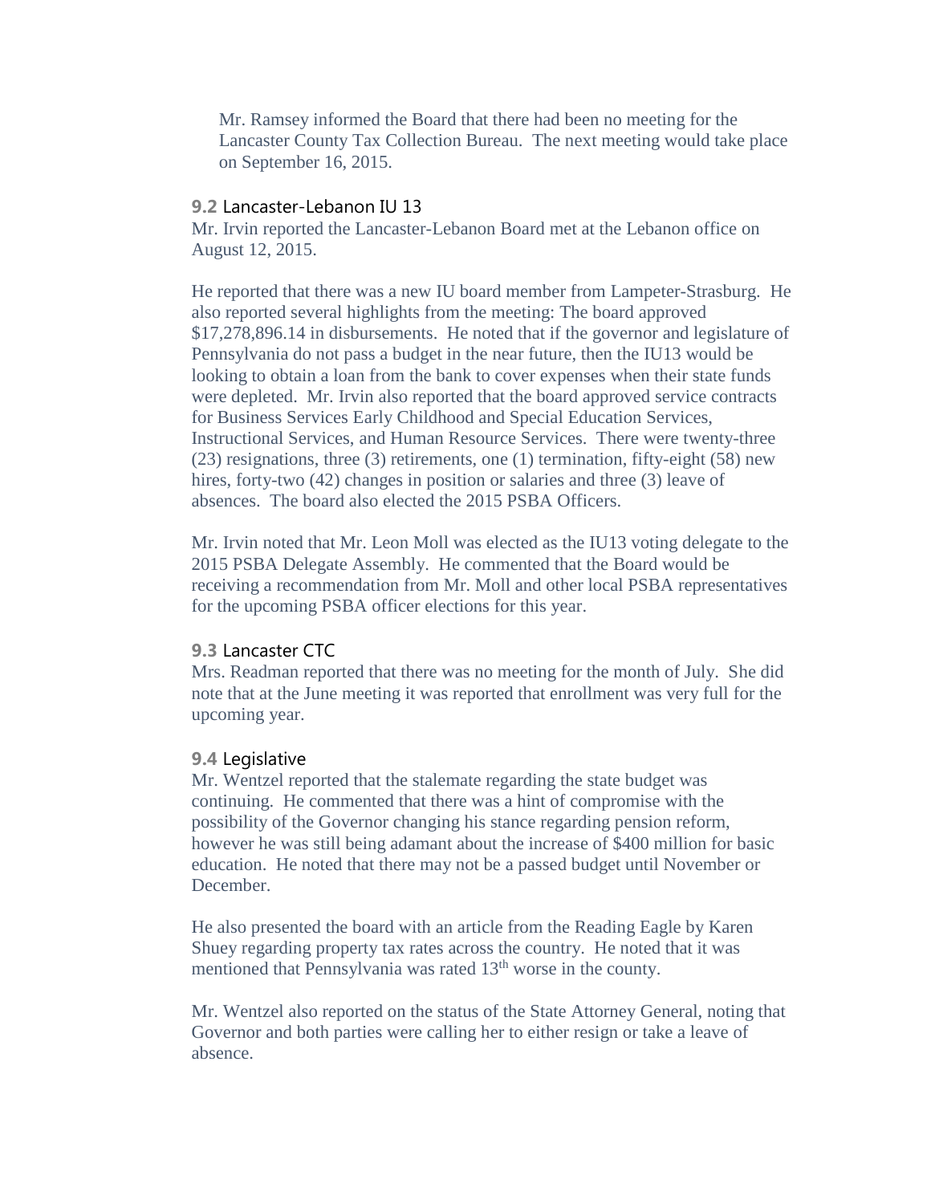Mr. Ramsey informed the Board that there had been no meeting for the Lancaster County Tax Collection Bureau. The next meeting would take place on September 16, 2015.

### 9.2 Lancaster-Lebanon IU 13

Mr. Irvin reported the Lancaster-Lebanon Board met at the Lebanon office on August 12, 2015.

He reported that there was a new IU board member from Lampeter-Strasburg. He also reported several highlights from the meeting: The board approved $17,278,896.14 in disbursements. He noted that if the governor and legislature of Pennsylvania do not pass a budget in the near future, then the IU13 would be looking to obtain a loan from the bank to cover expenses when their state funds were depleted. Mr. Irvin also reported that the board approved service contracts for Business Services Early Childhood and Special Education Services, Instructional Services, and Human Resource Services. There were twenty-three (23) resignations, three (3) retirements, one (1) termination, fifty-eight (58) new hires, forty-two (42) changes in position or salaries and three (3) leave of absences. The board also elected the 2015 PSBA Officers.

Mr. Irvin noted that Mr. Leon Moll was elected as the IU13 voting delegate to the 2015 PSBA Delegate Assembly. He commented that the Board would be receiving a recommendation from Mr. Moll and other local PSBA representatives for the upcoming PSBA officer elections for this year.

### 9.3 Lancaster CTC

Mrs. Readman reported that there was no meeting for the month of July. She did note that at the June meeting it was reported that enrollment was very full for the upcoming year.

### 9.4 Legislative

Mr. Wentzel reported that the stalemate regarding the state budget was continuing. He commented that there was a hint of compromise with the possibility of the Governor changing his stance regarding pension reform, however he was still being adamant about the increase of $400 million for basic education. He noted that there may not be a passed budget until November or December.

He also presented the board with an article from the Reading Eagle by Karen Shuey regarding property tax rates across the country. He noted that it was mentioned that Pennsylvania was rated 13th worse in the county.

Mr. Wentzel also reported on the status of the State Attorney General, noting that Governor and both parties were calling her to either resign or take a leave of absence.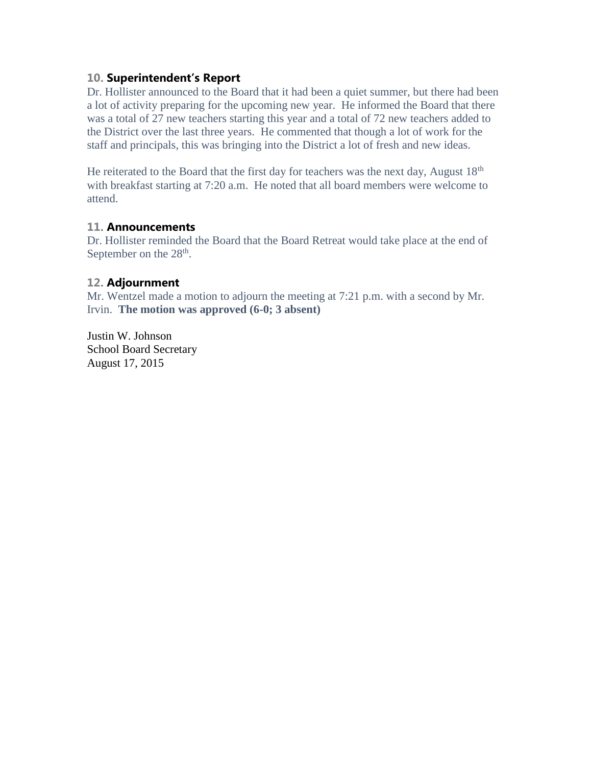### 10. Superintendent's Report

Dr. Hollister announced to the Board that it had been a quiet summer, but there had been a lot of activity preparing for the upcoming new year. He informed the Board that there was a total of 27 new teachers starting this year and a total of 72 new teachers added to the District over the last three years. He commented that though a lot of work for the staff and principals, this was bringing into the District a lot of fresh and new ideas.

He reiterated to the Board that the first day for teachers was the next day, August 18th with breakfast starting at 7:20 a.m. He noted that all board members were welcome to attend.

### 11. Announcements

Dr. Hollister reminded the Board that the Board Retreat would take place at the end of September on the 28th.

### 12. Adjournment

Mr. Wentzel made a motion to adjourn the meeting at 7:21 p.m. with a second by Mr. Irvin. **The motion was approved (6-0; 3 absent)**

Justin W. Johnson
School Board Secretary
August 17, 2015